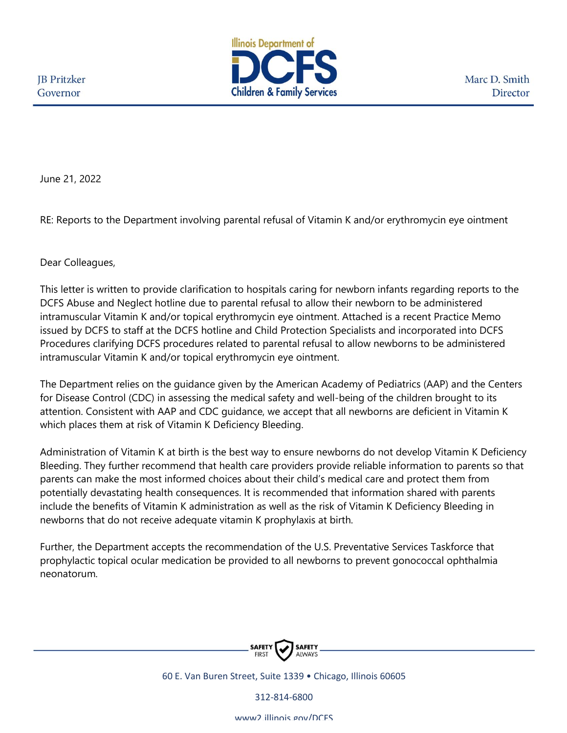JB Pritzker
Governor

Illinois Department of
DCFS
Children & Family Services

Marc D. Smith
Director

June 21, 2022

RE: Reports to the Department involving parental refusal of Vitamin K and/or erythromycin eye ointment

Dear Colleagues,

This letter is written to provide clarification to hospitals caring for newborn infants regarding reports to the DCFS Abuse and Neglect hotline due to parental refusal to allow their newborn to be administered intramuscular Vitamin K and/or topical erythromycin eye ointment. Attached is a recent Practice Memo issued by DCFS to staff at the DCFS hotline and Child Protection Specialists and incorporated into DCFS Procedures clarifying DCFS procedures related to parental refusal to allow newborns to be administered intramuscular Vitamin K and/or topical erythromycin eye ointment.

The Department relies on the guidance given by the American Academy of Pediatrics (AAP) and the Centers for Disease Control (CDC) in assessing the medical safety and well-being of the children brought to its attention. Consistent with AAP and CDC guidance, we accept that all newborns are deficient in Vitamin K which places them at risk of Vitamin K Deficiency Bleeding.

Administration of Vitamin K at birth is the best way to ensure newborns do not develop Vitamin K Deficiency Bleeding. They further recommend that health care providers provide reliable information to parents so that parents can make the most informed choices about their child's medical care and protect them from potentially devastating health consequences. It is recommended that information shared with parents include the benefits of Vitamin K administration as well as the risk of Vitamin K Deficiency Bleeding in newborns that do not receive adequate vitamin K prophylaxis at birth.

Further, the Department accepts the recommendation of the U.S. Preventative Services Taskforce that prophylactic topical ocular medication be provided to all newborns to prevent gonococcal ophthalmia neonatorum.

SAFETY FIRST SAFETY ALWAYS

60 E. Van Buren Street, Suite 1339 • Chicago, Illinois 60605

312-814-6800

www2.illinois.gov/DCFS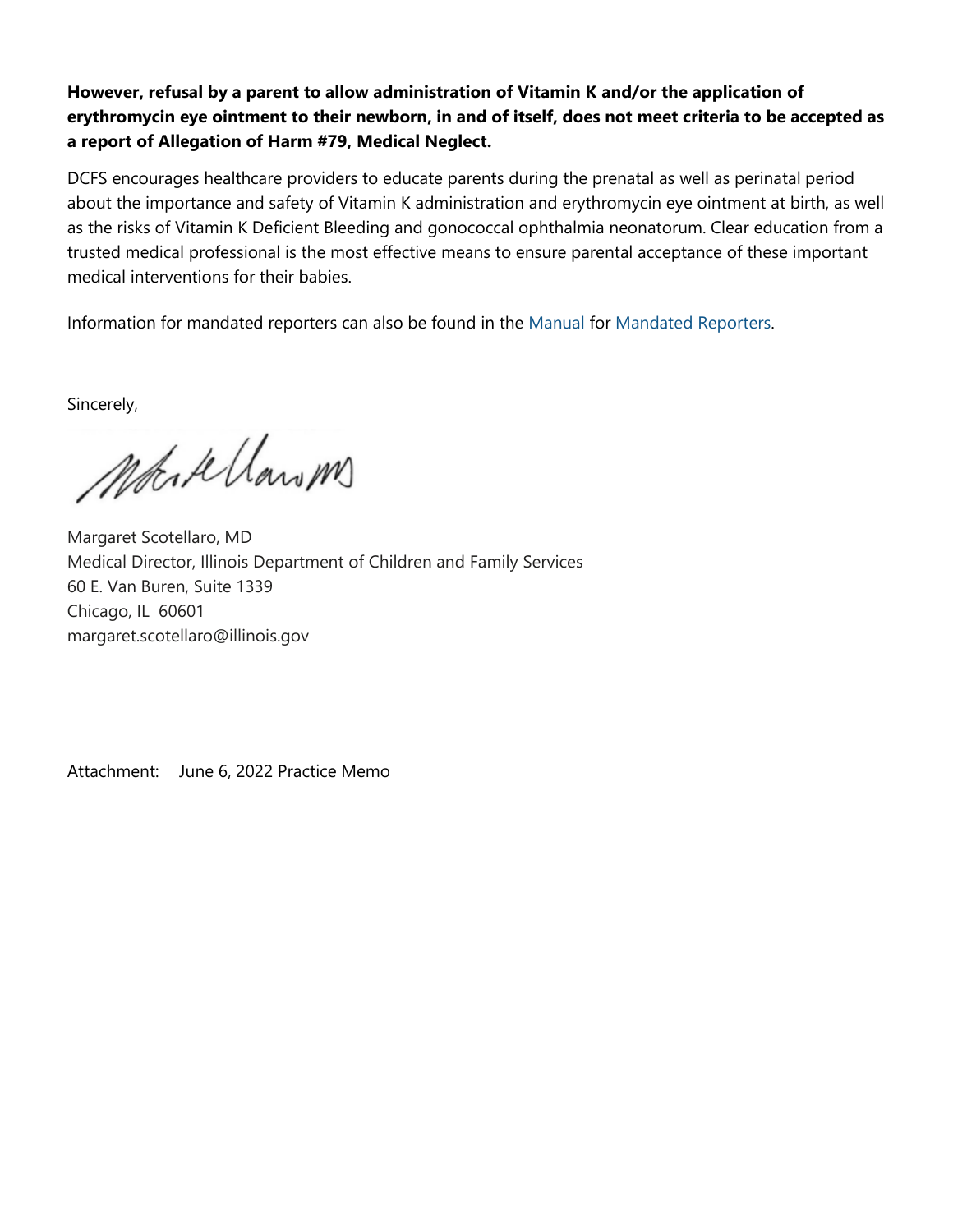**However, refusal by a parent to allow administration of Vitamin K and/or the application of erythromycin eye ointment to their newborn, in and of itself, does not meet criteria to be accepted as a report of Allegation of Harm #79, Medical Neglect.**

DCFS encourages healthcare providers to educate parents during the prenatal as well as perinatal period about the importance and safety of Vitamin K administration and erythromycin eye ointment at birth, as well as the risks of Vitamin K Deficient Bleeding and gonococcal ophthalmia neonatorum. Clear education from a trusted medical professional is the most effective means to ensure parental acceptance of these important medical interventions for their babies.

Information for mandated reporters can also be found in the Manual for Mandated Reporters.

Sincerely,

Margaret Scotellaro, MD
Medical Director, Illinois Department of Children and Family Services
60 E. Van Buren, Suite 1339
Chicago, IL 60601
margaret.scotellaro@illinois.gov

Attachment: June 6, 2022 Practice Memo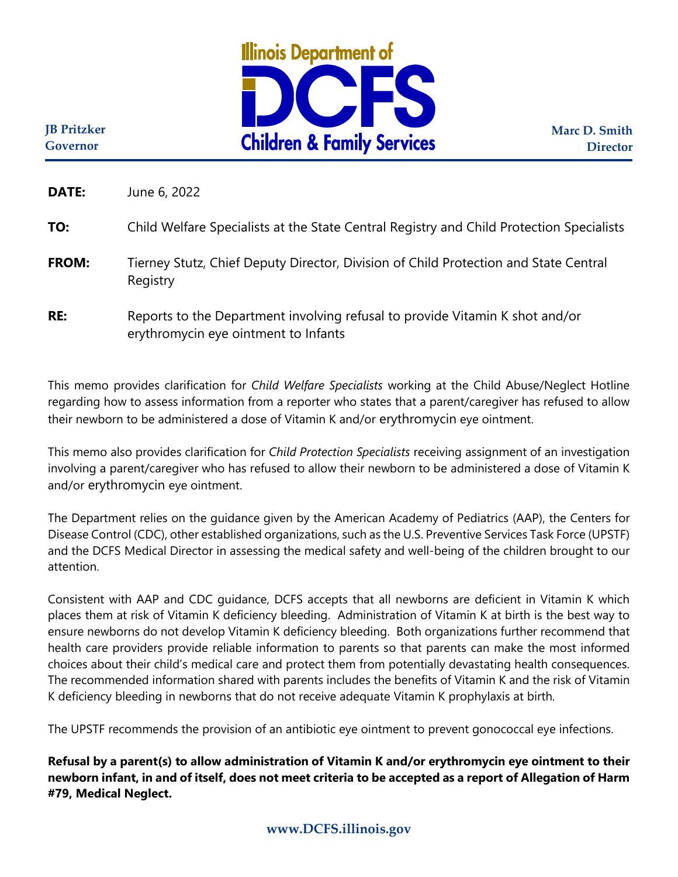**Illinois Department of DCFS Children & Family Services**

**JB Pritzker**
**Governor**

**Marc D. Smith**
**Director**

| | |
|---|---|
| **DATE:** | June 6, 2022 |
| **TO:** | Child Welfare Specialists at the State Central Registry and Child Protection Specialists |
| **FROM:** | Tierney Stutz, Chief Deputy Director, Division of Child Protection and State Central Registry |
| **RE:** | Reports to the Department involving refusal to provide Vitamin K shot and/or erythromycin eye ointment to Infants |

This memo provides clarification for *Child Welfare Specialists* working at the Child Abuse/Neglect Hotline regarding how to assess information from a reporter who states that a parent/caregiver has refused to allow their newborn to be administered a dose of Vitamin K and/or erythromycin eye ointment.

This memo also provides clarification for *Child Protection Specialists* receiving assignment of an investigation involving a parent/caregiver who has refused to allow their newborn to be administered a dose of Vitamin K and/or erythromycin eye ointment.

The Department relies on the guidance given by the American Academy of Pediatrics (AAP), the Centers for Disease Control (CDC), other established organizations, such as the U.S. Preventive Services Task Force (UPSTF) and the DCFS Medical Director in assessing the medical safety and well-being of the children brought to our attention.

Consistent with AAP and CDC guidance, DCFS accepts that all newborns are deficient in Vitamin K which places them at risk of Vitamin K deficiency bleeding. Administration of Vitamin K at birth is the best way to ensure newborns do not develop Vitamin K deficiency bleeding. Both organizations further recommend that health care providers provide reliable information to parents so that parents can make the most informed choices about their child's medical care and protect them from potentially devastating health consequences. The recommended information shared with parents includes the benefits of Vitamin K and the risk of Vitamin K deficiency bleeding in newborns that do not receive adequate Vitamin K prophylaxis at birth.

The UPSTF recommends the provision of an antibiotic eye ointment to prevent gonococcal eye infections.

**Refusal by a parent(s) to allow administration of Vitamin K and/or erythromycin eye ointment to their newborn infant, in and of itself, does not meet criteria to be accepted as a report of Allegation of Harm #79, Medical Neglect.**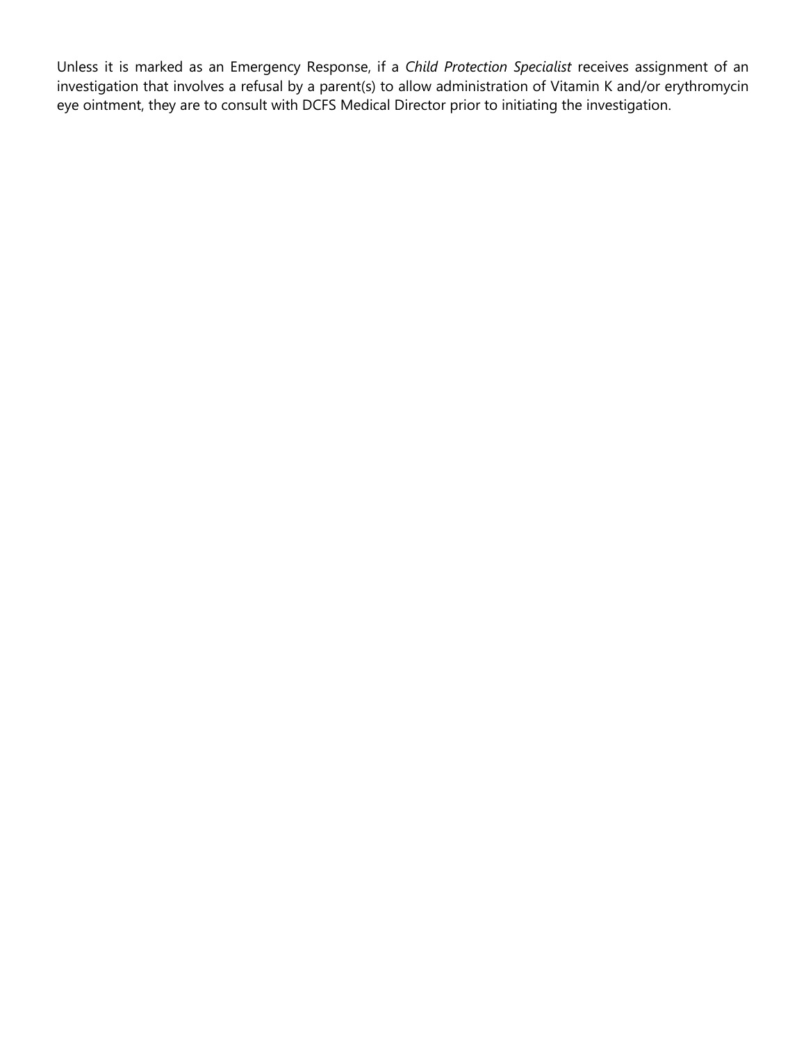Unless it is marked as an Emergency Response, if a *Child Protection Specialist* receives assignment of an investigation that involves a refusal by a parent(s) to allow administration of Vitamin K and/or erythromycin eye ointment, they are to consult with DCFS Medical Director prior to initiating the investigation.